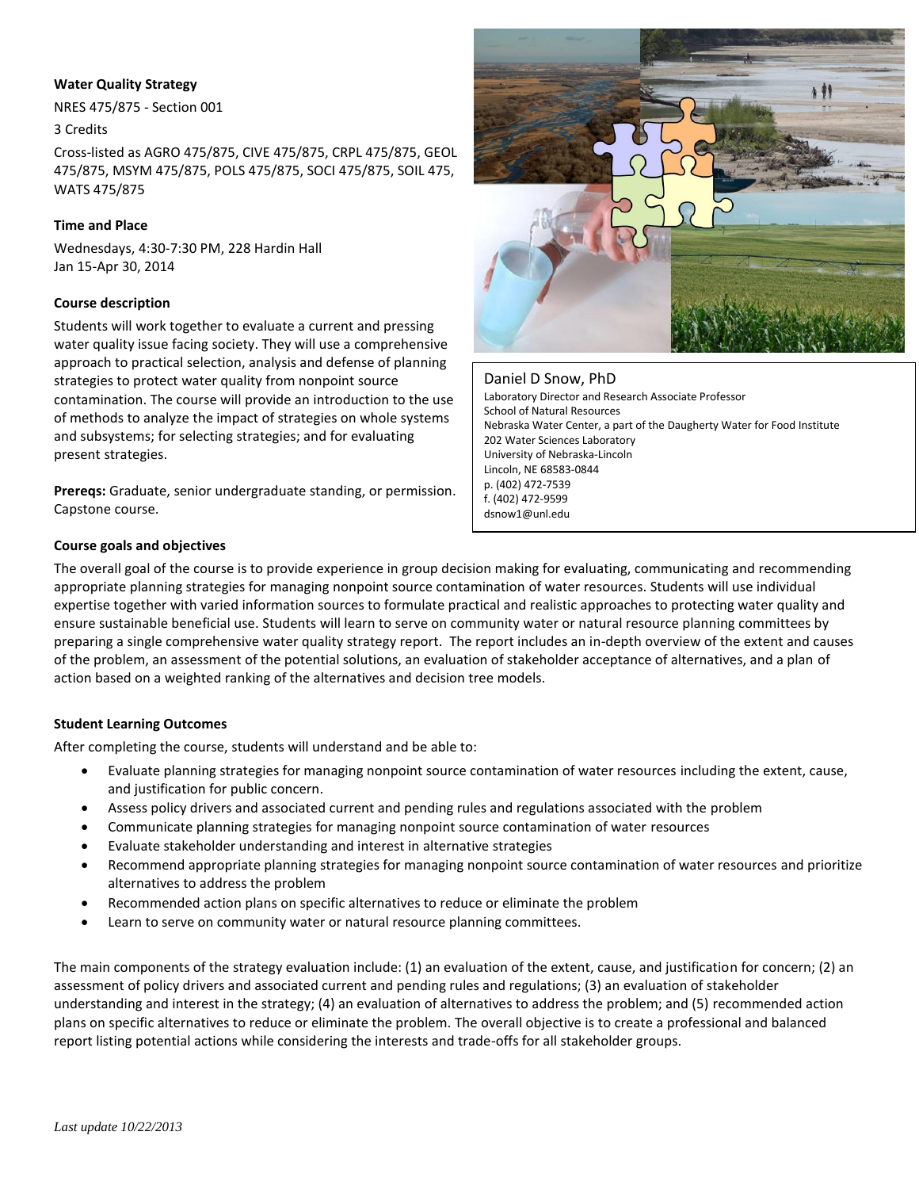**Water Quality Strategy**

NRES 475/875 - Section 001

3 Credits

Cross-listed as AGRO 475/875, CIVE 475/875, CRPL 475/875, GEOL 475/875, MSYM 475/875, POLS 475/875, SOCI 475/875, SOIL 475, WATS 475/875

**Time and Place**

Wednesdays, 4:30-7:30 PM, 228 Hardin Hall
Jan 15-Apr 30, 2014

**Course description**

Students will work together to evaluate a current and pressing water quality issue facing society. They will use a comprehensive approach to practical selection, analysis and defense of planning strategies to protect water quality from nonpoint source contamination. The course will provide an introduction to the use of methods to analyze the impact of strategies on whole systems and subsystems; for selecting strategies; and for evaluating present strategies.

**Prereqs:** Graduate, senior undergraduate standing, or permission. Capstone course.

Daniel D Snow, PhD
Laboratory Director and Research Associate Professor
School of Natural Resources
Nebraska Water Center, a part of the Daugherty Water for Food Institute
202 Water Sciences Laboratory
University of Nebraska-Lincoln
Lincoln, NE 68583-0844
p. (402) 472-7539
f. (402) 472-9599
dsnow1@unl.edu

**Course goals and objectives**

The overall goal of the course is to provide experience in group decision making for evaluating, communicating and recommending appropriate planning strategies for managing nonpoint source contamination of water resources. Students will use individual expertise together with varied information sources to formulate practical and realistic approaches to protecting water quality and ensure sustainable beneficial use. Students will learn to serve on community water or natural resource planning committees by preparing a single comprehensive water quality strategy report. The report includes an in-depth overview of the extent and causes of the problem, an assessment of the potential solutions, an evaluation of stakeholder acceptance of alternatives, and a plan of action based on a weighted ranking of the alternatives and decision tree models.

**Student Learning Outcomes**

After completing the course, students will understand and be able to:

- Evaluate planning strategies for managing nonpoint source contamination of water resources including the extent, cause, and justification for public concern.
- Assess policy drivers and associated current and pending rules and regulations associated with the problem
- Communicate planning strategies for managing nonpoint source contamination of water resources
- Evaluate stakeholder understanding and interest in alternative strategies
- Recommend appropriate planning strategies for managing nonpoint source contamination of water resources and prioritize alternatives to address the problem
- Recommended action plans on specific alternatives to reduce or eliminate the problem
- Learn to serve on community water or natural resource planning committees.

The main components of the strategy evaluation include: (1) an evaluation of the extent, cause, and justification for concern; (2) an assessment of policy drivers and associated current and pending rules and regulations; (3) an evaluation of stakeholder understanding and interest in the strategy; (4) an evaluation of alternatives to address the problem; and (5) recommended action plans on specific alternatives to reduce or eliminate the problem. The overall objective is to create a professional and balanced report listing potential actions while considering the interests and trade-offs for all stakeholder groups.

*Last update 10/22/2013*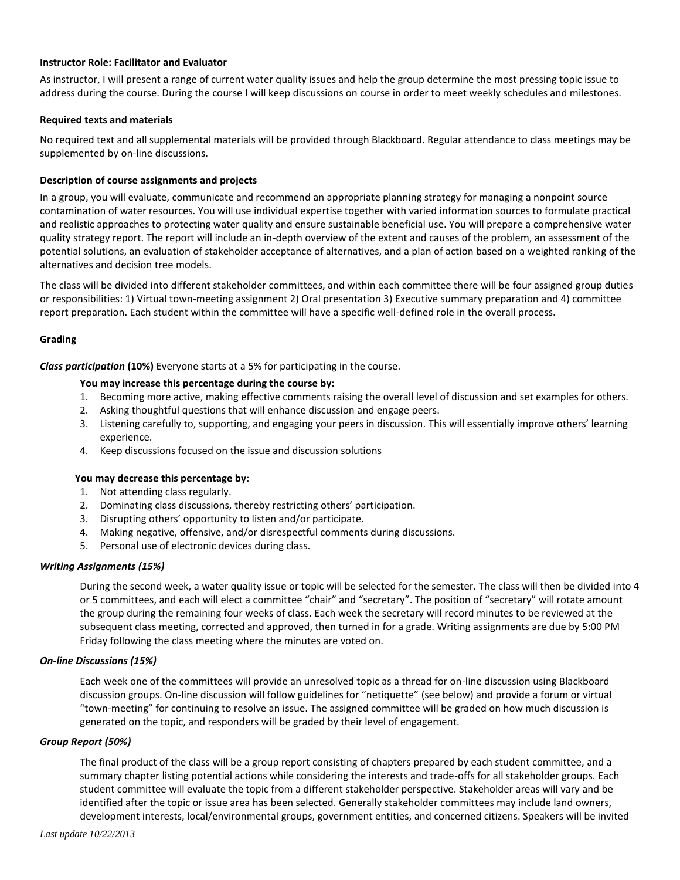**Instructor Role: Facilitator and Evaluator**

As instructor, I will present a range of current water quality issues and help the group determine the most pressing topic issue to address during the course. During the course I will keep discussions on course in order to meet weekly schedules and milestones.

**Required texts and materials**

No required text and all supplemental materials will be provided through Blackboard. Regular attendance to class meetings may be supplemented by on-line discussions.

**Description of course assignments and projects**

In a group, you will evaluate, communicate and recommend an appropriate planning strategy for managing a nonpoint source contamination of water resources. You will use individual expertise together with varied information sources to formulate practical and realistic approaches to protecting water quality and ensure sustainable beneficial use. You will prepare a comprehensive water quality strategy report. The report will include an in-depth overview of the extent and causes of the problem, an assessment of the potential solutions, an evaluation of stakeholder acceptance of alternatives, and a plan of action based on a weighted ranking of the alternatives and decision tree models.

The class will be divided into different stakeholder committees, and within each committee there will be four assigned group duties or responsibilities: 1) Virtual town-meeting assignment 2) Oral presentation 3) Executive summary preparation and 4) committee report preparation. Each student within the committee will have a specific well-defined role in the overall process.

**Grading**

***Class participation* (10%)** Everyone starts at a 5% for participating in the course.

**You may increase this percentage during the course by:**

1. Becoming more active, making effective comments raising the overall level of discussion and set examples for others.
2. Asking thoughtful questions that will enhance discussion and engage peers.
3. Listening carefully to, supporting, and engaging your peers in discussion. This will essentially improve others' learning experience.
4. Keep discussions focused on the issue and discussion solutions

**You may decrease this percentage by**:

1. Not attending class regularly.
2. Dominating class discussions, thereby restricting others' participation.
3. Disrupting others' opportunity to listen and/or participate.
4. Making negative, offensive, and/or disrespectful comments during discussions.
5. Personal use of electronic devices during class.

***Writing Assignments (15%)***

During the second week, a water quality issue or topic will be selected for the semester. The class will then be divided into 4 or 5 committees, and each will elect a committee "chair" and "secretary". The position of "secretary" will rotate amount the group during the remaining four weeks of class. Each week the secretary will record minutes to be reviewed at the subsequent class meeting, corrected and approved, then turned in for a grade. Writing assignments are due by 5:00 PM Friday following the class meeting where the minutes are voted on.

***On-line Discussions (15%)***

Each week one of the committees will provide an unresolved topic as a thread for on-line discussion using Blackboard discussion groups. On-line discussion will follow guidelines for "netiquette" (see below) and provide a forum or virtual "town-meeting" for continuing to resolve an issue. The assigned committee will be graded on how much discussion is generated on the topic, and responders will be graded by their level of engagement.

***Group Report (50%)***

The final product of the class will be a group report consisting of chapters prepared by each student committee, and a summary chapter listing potential actions while considering the interests and trade-offs for all stakeholder groups. Each student committee will evaluate the topic from a different stakeholder perspective. Stakeholder areas will vary and be identified after the topic or issue area has been selected. Generally stakeholder committees may include land owners, development interests, local/environmental groups, government entities, and concerned citizens. Speakers will be invited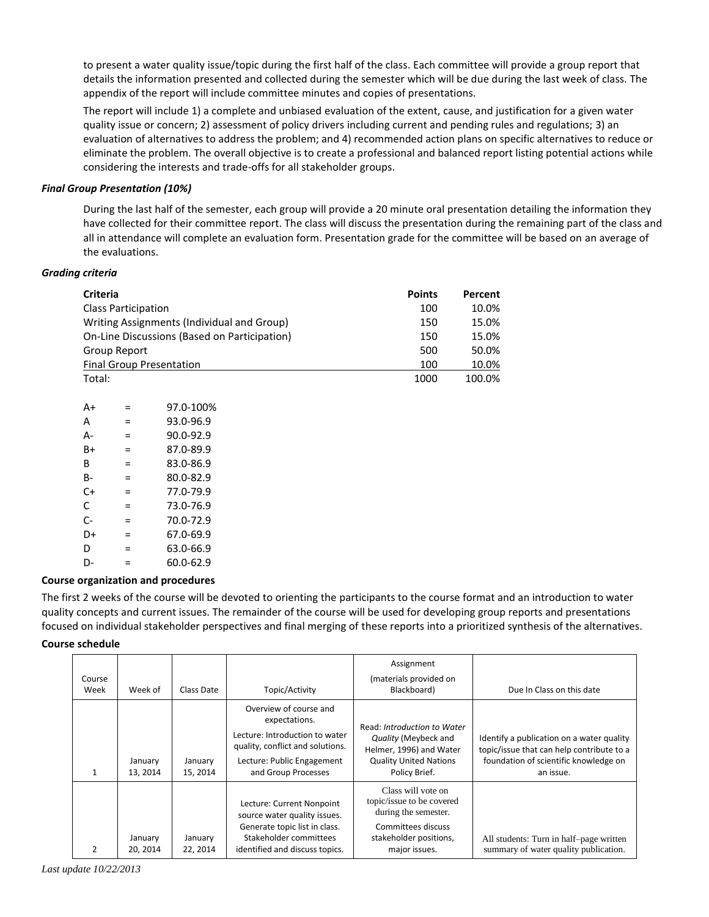to present a water quality issue/topic during the first half of the class. Each committee will provide a group report that details the information presented and collected during the semester which will be due during the last week of class. The appendix of the report will include committee minutes and copies of presentations.

The report will include 1) a complete and unbiased evaluation of the extent, cause, and justification for a given water quality issue or concern; 2) assessment of policy drivers including current and pending rules and regulations; 3) an evaluation of alternatives to address the problem; and 4) recommended action plans on specific alternatives to reduce or eliminate the problem. The overall objective is to create a professional and balanced report listing potential actions while considering the interests and trade-offs for all stakeholder groups.

***Final Group Presentation (10%)***

During the last half of the semester, each group will provide a 20 minute oral presentation detailing the information they have collected for their committee report. The class will discuss the presentation during the remaining part of the class and all in attendance will complete an evaluation form. Presentation grade for the committee will be based on an average of the evaluations.

***Grading criteria***

| Criteria | Points | Percent |
|---|---|---|
| Class Participation | 100 | 10.0% |
| Writing Assignments (Individual and Group) | 150 | 15.0% |
| On-Line Discussions (Based on Participation) | 150 | 15.0% |
| Group Report | 500 | 50.0% |
| Final Group Presentation | 100 | 10.0% |
| Total: | 1000 | 100.0% |

| | | |
|---|---|---|
| A+ | = | 97.0-100% |
| A | = | 93.0-96.9 |
| A- | = | 90.0-92.9 |
| B+ | = | 87.0-89.9 |
| B | = | 83.0-86.9 |
| B- | = | 80.0-82.9 |
| C+ | = | 77.0-79.9 |
| C | = | 73.0-76.9 |
| C- | = | 70.0-72.9 |
| D+ | = | 67.0-69.9 |
| D | = | 63.0-66.9 |
| D- | = | 60.0-62.9 |

**Course organization and procedures**

The first 2 weeks of the course will be devoted to orienting the participants to the course format and an introduction to water quality concepts and current issues. The remainder of the course will be used for developing group reports and presentations focused on individual stakeholder perspectives and final merging of these reports into a prioritized synthesis of the alternatives.

**Course schedule**

| Course Week | Week of | Class Date | Topic/Activity | Assignment (materials provided on Blackboard) | Due In Class on this date |
|---|---|---|---|---|---|
| 1 | January 13, 2014 | January 15, 2014 | Overview of course and expectations. Lecture: Introduction to water quality, conflict and solutions. Lecture: Public Engagement and Group Processes | Read: *Introduction to Water Quality* (Meybeck and Helmer, 1996) and Water Quality United Nations Policy Brief. | Identify a publication on a water quality topic/issue that can help contribute to a foundation of scientific knowledge on an issue. |
| 2 | January 20, 2014 | January 22, 2014 | Lecture: Current Nonpoint source water quality issues. Generate topic list in class. Stakeholder committees identified and discuss topics. | Class will vote on topic/issue to be covered during the semester. Committees discuss stakeholder positions, major issues. | All students: Turn in half–page written summary of water quality publication. |

*Last update 10/22/2013*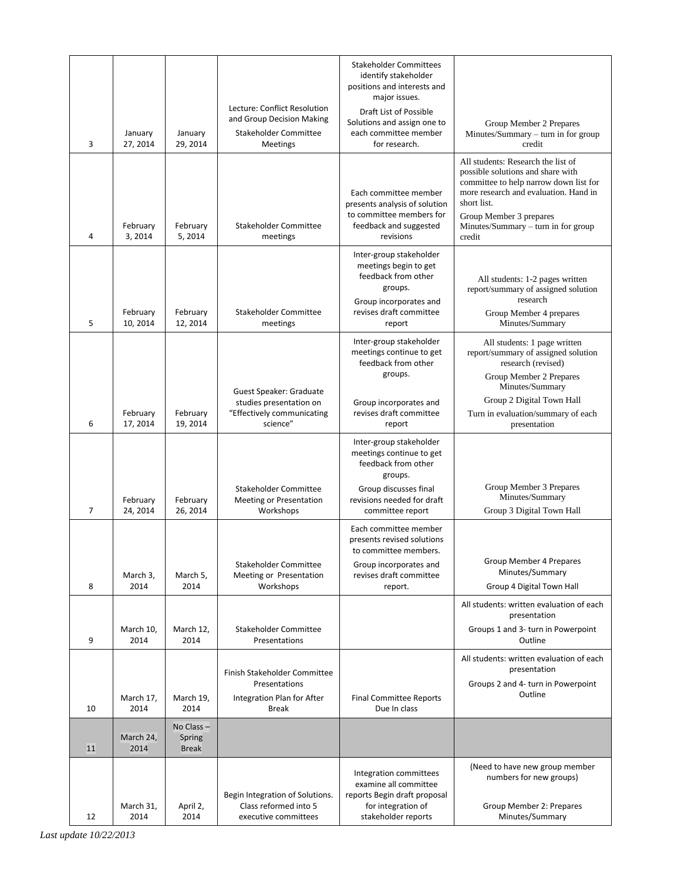| | | | | | |
|---|---|---|---|---|---|
| 3 | January 27, 2014 | January 29, 2014 | Lecture: Conflict Resolution and Group Decision Making<br>Stakeholder Committee Meetings | Stakeholder Committees identify stakeholder positions and interests and major issues.<br>Draft List of Possible Solutions and assign one to each committee member for research. | Group Member 2 Prepares Minutes/Summary – turn in for group credit |
| 4 | February 3, 2014 | February 5, 2014 | Stakeholder Committee meetings | Each committee member presents analysis of solution to committee members for feedback and suggested revisions | All students: Research the list of possible solutions and share with committee to help narrow down list for more research and evaluation. Hand in short list.<br>Group Member 3 prepares Minutes/Summary – turn in for group credit |
| 5 | February 10, 2014 | February 12, 2014 | Stakeholder Committee meetings | Inter-group stakeholder meetings begin to get feedback from other groups.<br>Group incorporates and revises draft committee report | All students: 1-2 pages written report/summary of assigned solution research<br>Group Member 4 prepares Minutes/Summary |
| 6 | February 17, 2014 | February 19, 2014 | Guest Speaker: Graduate studies presentation on "Effectively communicating science" | Inter-group stakeholder meetings continue to get feedback from other groups.<br>Group incorporates and revises draft committee report | All students: 1 page written report/summary of assigned solution research (revised)<br>Group Member 2 Prepares Minutes/Summary<br>Group 2 Digital Town Hall<br>Turn in evaluation/summary of each presentation |
| 7 | February 24, 2014 | February 26, 2014 | Stakeholder Committee Meeting or Presentation Workshops | Inter-group stakeholder meetings continue to get feedback from other groups.<br>Group discusses final revisions needed for draft committee report | Group Member 3 Prepares Minutes/Summary<br>Group 3 Digital Town Hall |
| 8 | March 3, 2014 | March 5, 2014 | Stakeholder Committee Meeting or Presentation Workshops | Each committee member presents revised solutions to committee members.<br>Group incorporates and revises draft committee report. | Group Member 4 Prepares Minutes/Summary<br>Group 4 Digital Town Hall |
| 9 | March 10, 2014 | March 12, 2014 | Stakeholder Committee Presentations | | All students: written evaluation of each presentation<br>Groups 1 and 3- turn in Powerpoint Outline |
| 10 | March 17, 2014 | March 19, 2014 | Finish Stakeholder Committee Presentations<br>Integration Plan for After Break | Final Committee Reports Due In class | All students: written evaluation of each presentation<br>Groups 2 and 4- turn in Powerpoint Outline |
| 11 | March 24, 2014 | No Class – Spring Break | | | |
| 12 | March 31, 2014 | April 2, 2014 | Begin Integration of Solutions. Class reformed into 5 executive committees | Integration committees examine all committee reports Begin draft proposal for integration of stakeholder reports | (Need to have new group member numbers for new groups)<br>Group Member 2: Prepares Minutes/Summary |

*Last update 10/22/2013*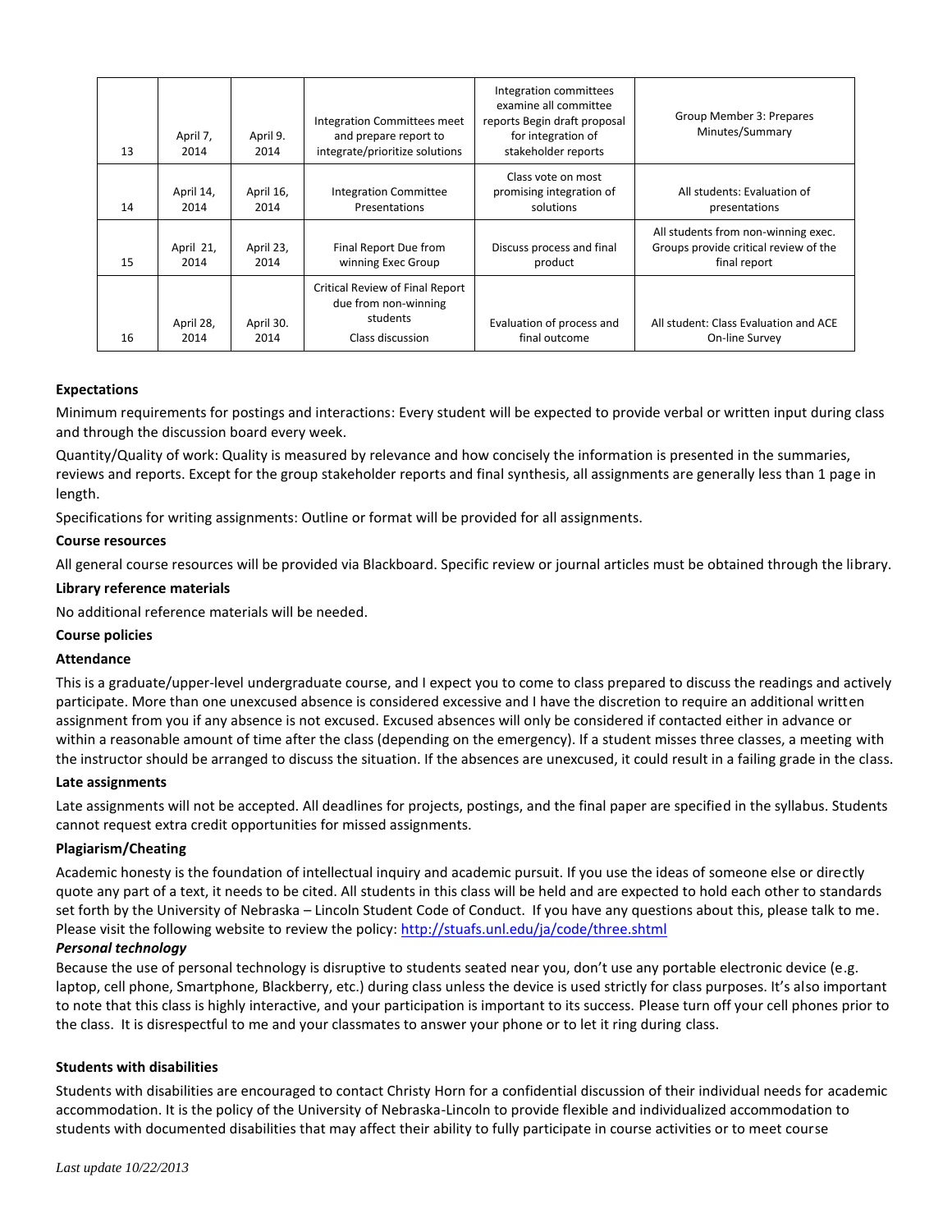| | | | | | |
|---|---|---|---|---|---|
| 13 | April 7, 2014 | April 9. 2014 | Integration Committees meet and prepare report to integrate/prioritize solutions | Integration committees examine all committee reports Begin draft proposal for integration of stakeholder reports | Group Member 3: Prepares Minutes/Summary |
| 14 | April 14, 2014 | April 16, 2014 | Integration Committee Presentations | Class vote on most promising integration of solutions | All students: Evaluation of presentations |
| 15 | April 21, 2014 | April 23, 2014 | Final Report Due from winning Exec Group | Discuss process and final product | All students from non-winning exec. Groups provide critical review of the final report |
| 16 | April 28, 2014 | April 30. 2014 | Critical Review of Final Report due from non-winning students<br>Class discussion | Evaluation of process and final outcome | All student: Class Evaluation and ACE On-line Survey |

**Expectations**

Minimum requirements for postings and interactions: Every student will be expected to provide verbal or written input during class and through the discussion board every week.

Quantity/Quality of work: Quality is measured by relevance and how concisely the information is presented in the summaries, reviews and reports. Except for the group stakeholder reports and final synthesis, all assignments are generally less than 1 page in length.

Specifications for writing assignments: Outline or format will be provided for all assignments.

**Course resources**

All general course resources will be provided via Blackboard. Specific review or journal articles must be obtained through the library.

**Library reference materials**

No additional reference materials will be needed.

**Course policies**

**Attendance**

This is a graduate/upper-level undergraduate course, and I expect you to come to class prepared to discuss the readings and actively participate. More than one unexcused absence is considered excessive and I have the discretion to require an additional written assignment from you if any absence is not excused. Excused absences will only be considered if contacted either in advance or within a reasonable amount of time after the class (depending on the emergency). If a student misses three classes, a meeting with the instructor should be arranged to discuss the situation. If the absences are unexcused, it could result in a failing grade in the class.

**Late assignments**

Late assignments will not be accepted. All deadlines for projects, postings, and the final paper are specified in the syllabus. Students cannot request extra credit opportunities for missed assignments.

**Plagiarism/Cheating**

Academic honesty is the foundation of intellectual inquiry and academic pursuit. If you use the ideas of someone else or directly quote any part of a text, it needs to be cited. All students in this class will be held and are expected to hold each other to standards set forth by the University of Nebraska – Lincoln Student Code of Conduct. If you have any questions about this, please talk to me. Please visit the following website to review the policy: http://stuafs.unl.edu/ja/code/three.shtml

***Personal technology***

Because the use of personal technology is disruptive to students seated near you, don't use any portable electronic device (e.g. laptop, cell phone, Smartphone, Blackberry, etc.) during class unless the device is used strictly for class purposes. It's also important to note that this class is highly interactive, and your participation is important to its success. Please turn off your cell phones prior to the class. It is disrespectful to me and your classmates to answer your phone or to let it ring during class.

**Students with disabilities**

Students with disabilities are encouraged to contact Christy Horn for a confidential discussion of their individual needs for academic accommodation. It is the policy of the University of Nebraska-Lincoln to provide flexible and individualized accommodation to students with documented disabilities that may affect their ability to fully participate in course activities or to meet course

*Last update 10/22/2013*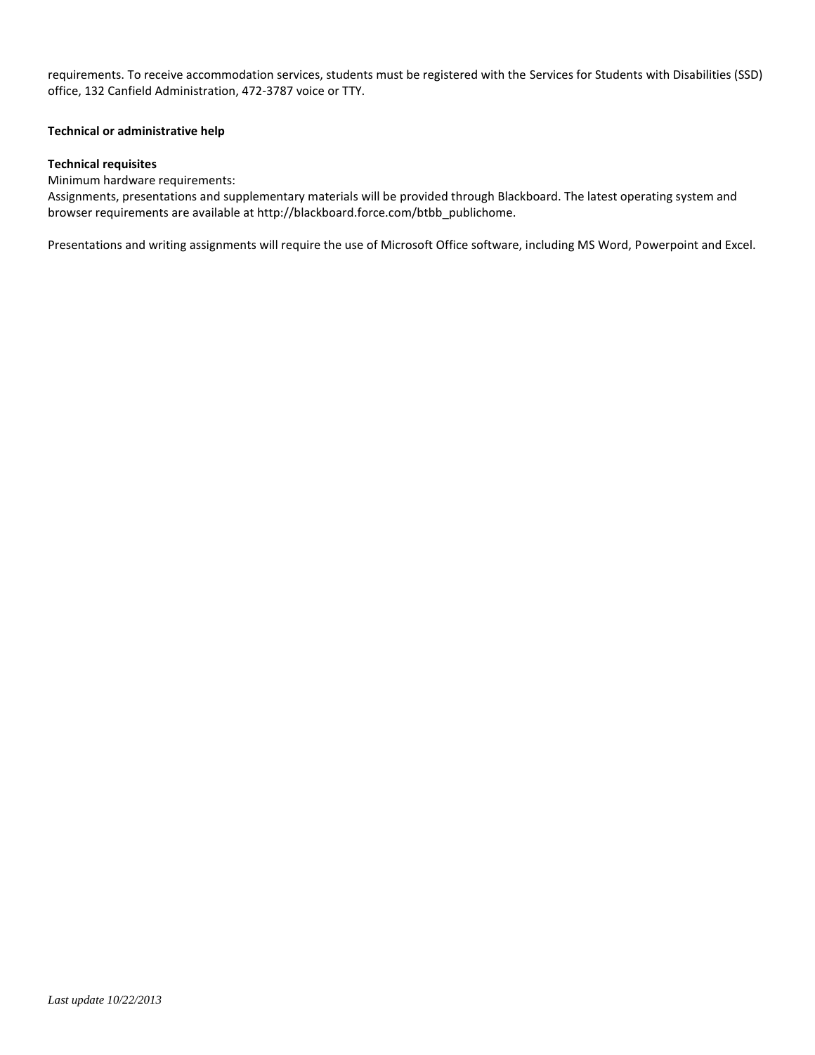requirements. To receive accommodation services, students must be registered with the Services for Students with Disabilities (SSD) office, 132 Canfield Administration, 472-3787 voice or TTY.

**Technical or administrative help**

**Technical requisites**

Minimum hardware requirements:

Assignments, presentations and supplementary materials will be provided through Blackboard. The latest operating system and browser requirements are available at http://blackboard.force.com/btbb_publichome.

Presentations and writing assignments will require the use of Microsoft Office software, including MS Word, Powerpoint and Excel.

*Last update 10/22/2013*